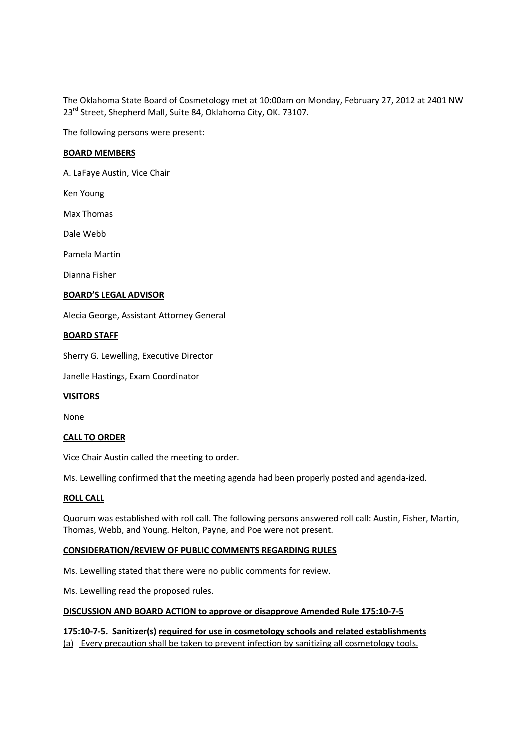The Oklahoma State Board of Cosmetology met at 10:00am on Monday, February 27, 2012 at 2401 NW 23rd Street, Shepherd Mall, Suite 84, Oklahoma City, OK. 73107.

The following persons were present:

**BOARD MEMBERS**

A. LaFaye Austin, Vice Chair

Ken Young

Max Thomas

Dale Webb

Pamela Martin

Dianna Fisher

**BOARD'S LEGAL ADVISOR**

Alecia George, Assistant Attorney General

**BOARD STAFF**

Sherry G. Lewelling, Executive Director

Janelle Hastings, Exam Coordinator

**VISITORS**

None

**CALL TO ORDER**

Vice Chair Austin called the meeting to order.

Ms. Lewelling confirmed that the meeting agenda had been properly posted and agenda-ized.

**ROLL CALL**

Quorum was established with roll call. The following persons answered roll call: Austin, Fisher, Martin, Thomas, Webb, and Young. Helton, Payne, and Poe were not present.

**CONSIDERATION/REVIEW OF PUBLIC COMMENTS REGARDING RULES**

Ms. Lewelling stated that there were no public comments for review.

Ms. Lewelling read the proposed rules.

**DISCUSSION AND BOARD ACTION to approve or disapprove Amended Rule 175:10-7-5**

**175:10-7-5. Sanitizer(s) required for use in cosmetology schools and related establishments**

(a) Every precaution shall be taken to prevent infection by sanitizing all cosmetology tools.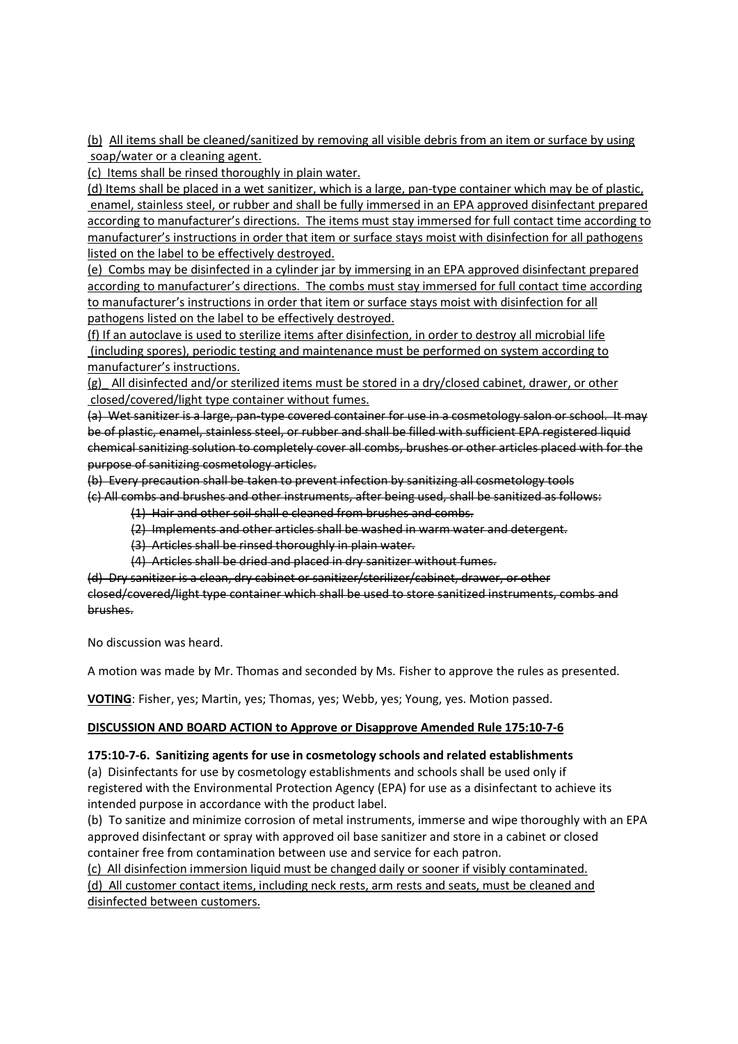<u>(b) All items shall be cleaned/sanitized by removing all visible debris from an item or surface by using soap/water or a cleaning agent.</u>

<u>(c) Items shall be rinsed thoroughly in plain water.</u>

<u>(d) Items shall be placed in a wet sanitizer, which is a large, pan-type container which may be of plastic, enamel, stainless steel, or rubber and shall be fully immersed in an EPA approved disinfectant prepared according to manufacturer's directions. The items must stay immersed for full contact time according to manufacturer's instructions in order that item or surface stays moist with disinfection for all pathogens listed on the label to be effectively destroyed.</u>

<u>(e) Combs may be disinfected in a cylinder jar by immersing in an EPA approved disinfectant prepared according to manufacturer's directions. The combs must stay immersed for full contact time according to manufacturer's instructions in order that item or surface stays moist with disinfection for all pathogens listed on the label to be effectively destroyed.</u>

<u>(f) If an autoclave is used to sterilize items after disinfection, in order to destroy all microbial life (including spores), periodic testing and maintenance must be performed on system according to manufacturer's instructions.</u>

<u>(g) All disinfected and/or sterilized items must be stored in a dry/closed cabinet, drawer, or other closed/covered/light type container without fumes.</u>

~~(a) Wet sanitizer is a large, pan-type covered container for use in a cosmetology salon or school. It may be of plastic, enamel, stainless steel, or rubber and shall be filled with sufficient EPA registered liquid chemical sanitizing solution to completely cover all combs, brushes or other articles placed with for the purpose of sanitizing cosmetology articles.~~

~~(b) Every precaution shall be taken to prevent infection by sanitizing all cosmetology tools~~

~~(c) All combs and brushes and other instruments, after being used, shall be sanitized as follows:~~

- ~~(1) Hair and other soil shall e cleaned from brushes and combs.~~
- ~~(2) Implements and other articles shall be washed in warm water and detergent.~~
- ~~(3) Articles shall be rinsed thoroughly in plain water.~~
- ~~(4) Articles shall be dried and placed in dry sanitizer without fumes.~~

~~(d) Dry sanitizer is a clean, dry cabinet or sanitizer/sterilizer/cabinet, drawer, or other closed/covered/light type container which shall be used to store sanitized instruments, combs and brushes.~~

No discussion was heard.

A motion was made by Mr. Thomas and seconded by Ms. Fisher to approve the rules as presented.

**<u>VOTING</u>**: Fisher, yes; Martin, yes; Thomas, yes; Webb, yes; Young, yes. Motion passed.

**<u>DISCUSSION AND BOARD ACTION to Approve or Disapprove Amended Rule 175:10-7-6</u>**

**175:10-7-6. Sanitizing agents for use in cosmetology schools and related establishments**

(a) Disinfectants for use by cosmetology establishments and schools shall be used only if registered with the Environmental Protection Agency (EPA) for use as a disinfectant to achieve its intended purpose in accordance with the product label.

(b) To sanitize and minimize corrosion of metal instruments, immerse and wipe thoroughly with an EPA approved disinfectant or spray with approved oil base sanitizer and store in a cabinet or closed container free from contamination between use and service for each patron.

<u>(c) All disinfection immersion liquid must be changed daily or sooner if visibly contaminated.</u>

<u>(d) All customer contact items, including neck rests, arm rests and seats, must be cleaned and disinfected between customers.</u>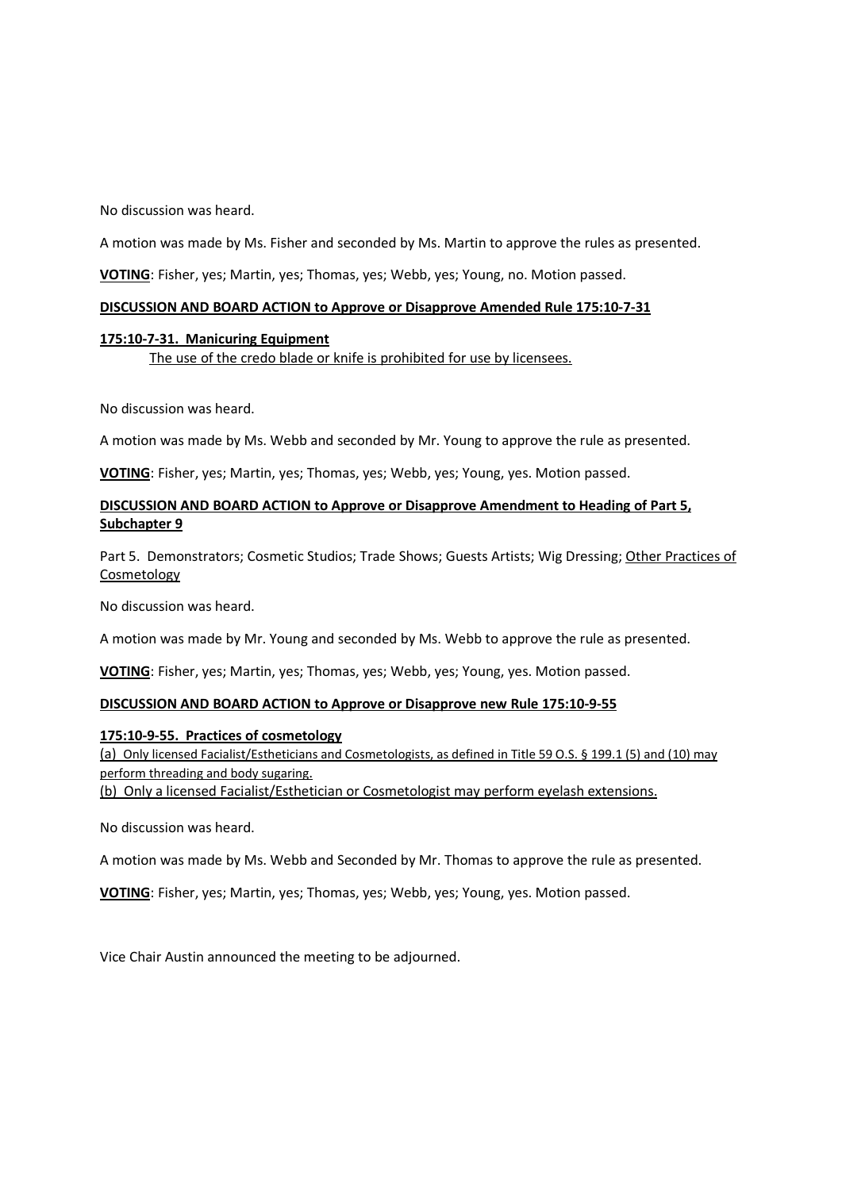No discussion was heard.

A motion was made by Ms. Fisher and seconded by Ms. Martin to approve the rules as presented.

**VOTING**: Fisher, yes; Martin, yes; Thomas, yes; Webb, yes; Young, no. Motion passed.

**DISCUSSION AND BOARD ACTION to Approve or Disapprove Amended Rule 175:10-7-31**

**175:10-7-31. Manicuring Equipment**

The use of the credo blade or knife is prohibited for use by licensees.

No discussion was heard.

A motion was made by Ms. Webb and seconded by Mr. Young to approve the rule as presented.

**VOTING**: Fisher, yes; Martin, yes; Thomas, yes; Webb, yes; Young, yes. Motion passed.

**DISCUSSION AND BOARD ACTION to Approve or Disapprove Amendment to Heading of Part 5, Subchapter 9**

Part 5. Demonstrators; Cosmetic Studios; Trade Shows; Guests Artists; Wig Dressing; Other Practices of Cosmetology

No discussion was heard.

A motion was made by Mr. Young and seconded by Ms. Webb to approve the rule as presented.

**VOTING**: Fisher, yes; Martin, yes; Thomas, yes; Webb, yes; Young, yes. Motion passed.

**DISCUSSION AND BOARD ACTION to Approve or Disapprove new Rule 175:10-9-55**

**175:10-9-55. Practices of cosmetology**

(a) Only licensed Facialist/Estheticians and Cosmetologists, as defined in Title 59 O.S. § 199.1 (5) and (10) may perform threading and body sugaring.

(b) Only a licensed Facialist/Esthetician or Cosmetologist may perform eyelash extensions.

No discussion was heard.

A motion was made by Ms. Webb and Seconded by Mr. Thomas to approve the rule as presented.

**VOTING**: Fisher, yes; Martin, yes; Thomas, yes; Webb, yes; Young, yes. Motion passed.

Vice Chair Austin announced the meeting to be adjourned.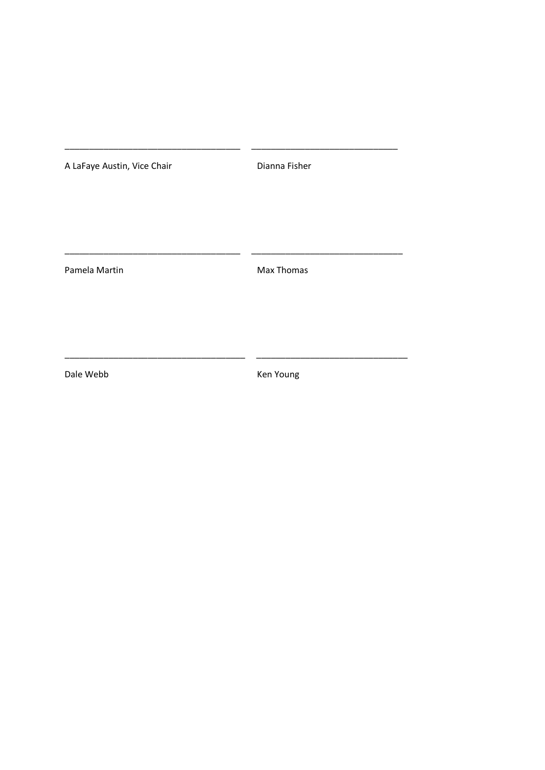\_\_\_\_\_\_\_\_\_\_\_\_\_\_\_\_\_\_\_\_\_\_\_\_\_\_\_\_\_\_\_\_\_\_\_\_ \_\_\_\_\_\_\_\_\_\_\_\_\_\_\_\_\_\_\_\_\_\_\_\_\_\_\_\_\_\_

A LaFaye Austin, Vice Chair　　　　Dianna Fisher

\_\_\_\_\_\_\_\_\_\_\_\_\_\_\_\_\_\_\_\_\_\_\_\_\_\_\_\_\_\_\_\_\_\_\_\_ \_\_\_\_\_\_\_\_\_\_\_\_\_\_\_\_\_\_\_\_\_\_\_\_\_\_\_\_\_\_\_

Pamela Martin　　　　Max Thomas

\_\_\_\_\_\_\_\_\_\_\_\_\_\_\_\_\_\_\_\_\_\_\_\_\_\_\_\_\_\_\_\_\_\_\_\_\_ \_\_\_\_\_\_\_\_\_\_\_\_\_\_\_\_\_\_\_\_\_\_\_\_\_\_\_\_\_\_\_

Dale Webb　　　　Ken Young